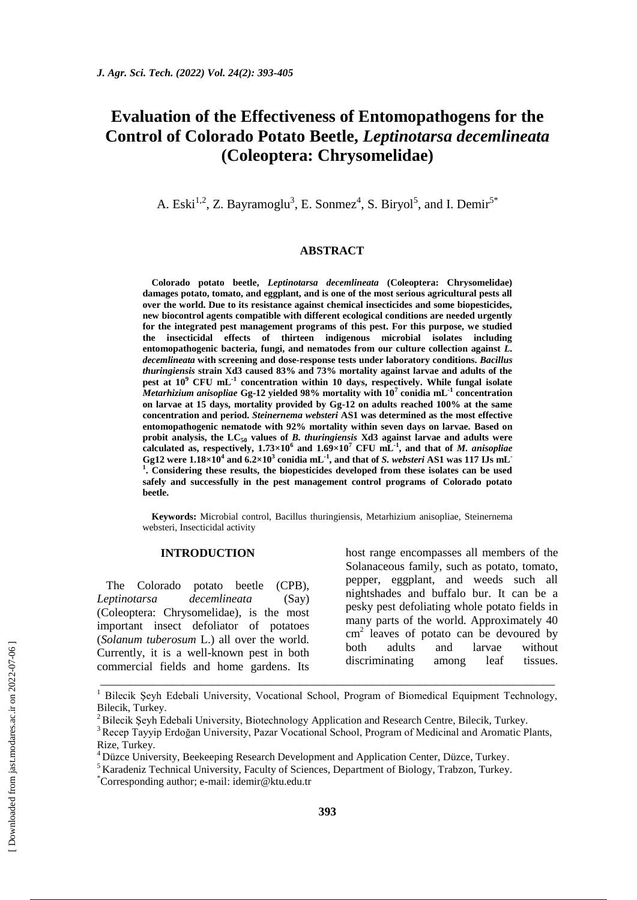# Evaluation of the Effectiveness of Entomopathogens for the Control of Colorado Potato Beetle, *Leptinotarsa decemlineata* (Coleoptera: Chrysomelidae)

A. Eski[1,2], Z. Bayramoglu[3], E. Sonmez[4], S. Biryol[5], and I. Demir[5*]

## ABSTRACT

**Colorado potato beetle, *Leptinotarsa decemlineata* (Coleoptera: Chrysomelidae) damages potato, tomato, and eggplant, and is one of the most serious agricultural pests all over the world. Due to its resistance against chemical insecticides and some biopesticides, new biocontrol agents compatible with different ecological conditions are needed urgently for the integrated pest management programs of this pest. For this purpose, we studied the insecticidal effects of thirteen indigenous microbial isolates including entomopathogenic bacteria, fungi, and nematodes from our culture collection against *L. decemlineata* with screening and dose-response tests under laboratory conditions. *Bacillus thuringiensis* strain Xd3 caused 83% and 73% mortality against larvae and adults of the pest at $10^9$ CFU $mL^{-1}$ concentration within 10 days, respectively. While fungal isolate *Metarhizium anisopliae* Gg-12 yielded 98% mortality with $10^7$ conidia $mL^{-1}$ concentration on larvae at 15 days, mortality provided by Gg-12 on adults reached 100% at the same concentration and period. *Steinernema websteri* AS1 was determined as the most effective entomopathogenic nematode with 92% mortality within seven days on larvae. Based on probit analysis, the $LC_{50}$ values of *B. thuringiensis* Xd3 against larvae and adults were calculated as, respectively, $1.73 \times 10^6$ and $1.69 \times 10^7$ CFU $mL^{-1}$, and that of *M. anisopliae* Gg12 were $1.18 \times 10^4$ and $6.2 \times 10^3$ conidia $mL^{-1}$, and that of *S. websteri* AS1 was 117 IJs $mL^{-1}$. Considering these results, the biopesticides developed from these isolates can be used safely and successfully in the pest management control programs of Colorado potato beetle.**

**Keywords:** Microbial control, Bacillus thuringiensis, Metarhizium anisopliae, Steinernema websteri, Insecticidal activity

## INTRODUCTION

The Colorado potato beetle (CPB), *Leptinotarsa decemlineata* (Say) (Coleoptera: Chrysomelidae), is the most important insect defoliator of potatoes (*Solanum tuberosum* L.) all over the world. Currently, it is a well-known pest in both commercial fields and home gardens. Its host range encompasses all members of the Solanaceous family, such as potato, tomato, pepper, eggplant, and weeds such all nightshades and buffalo bur. It can be a pesky pest defoliating whole potato fields in many parts of the world. Approximately 40 $cm^2$ leaves of potato can be devoured by both adults and larvae without discriminating among leaf tissues.

---

[1] Bilecik Şeyh Edebali University, Vocational School, Program of Biomedical Equipment Technology, Bilecik, Turkey.

[2] Bilecik Şeyh Edebali University, Biotechnology Application and Research Centre, Bilecik, Turkey.

[3] Recep Tayyip Erdoğan University, Pazar Vocational School, Program of Medicinal and Aromatic Plants, Rize, Turkey.

[4] Düzce University, Beekeeping Research Development and Application Center, Düzce, Turkey.

[5] Karadeniz Technical University, Faculty of Sciences, Department of Biology, Trabzon, Turkey.

[*] Corresponding author; e-mail: idemir@ktu.edu.tr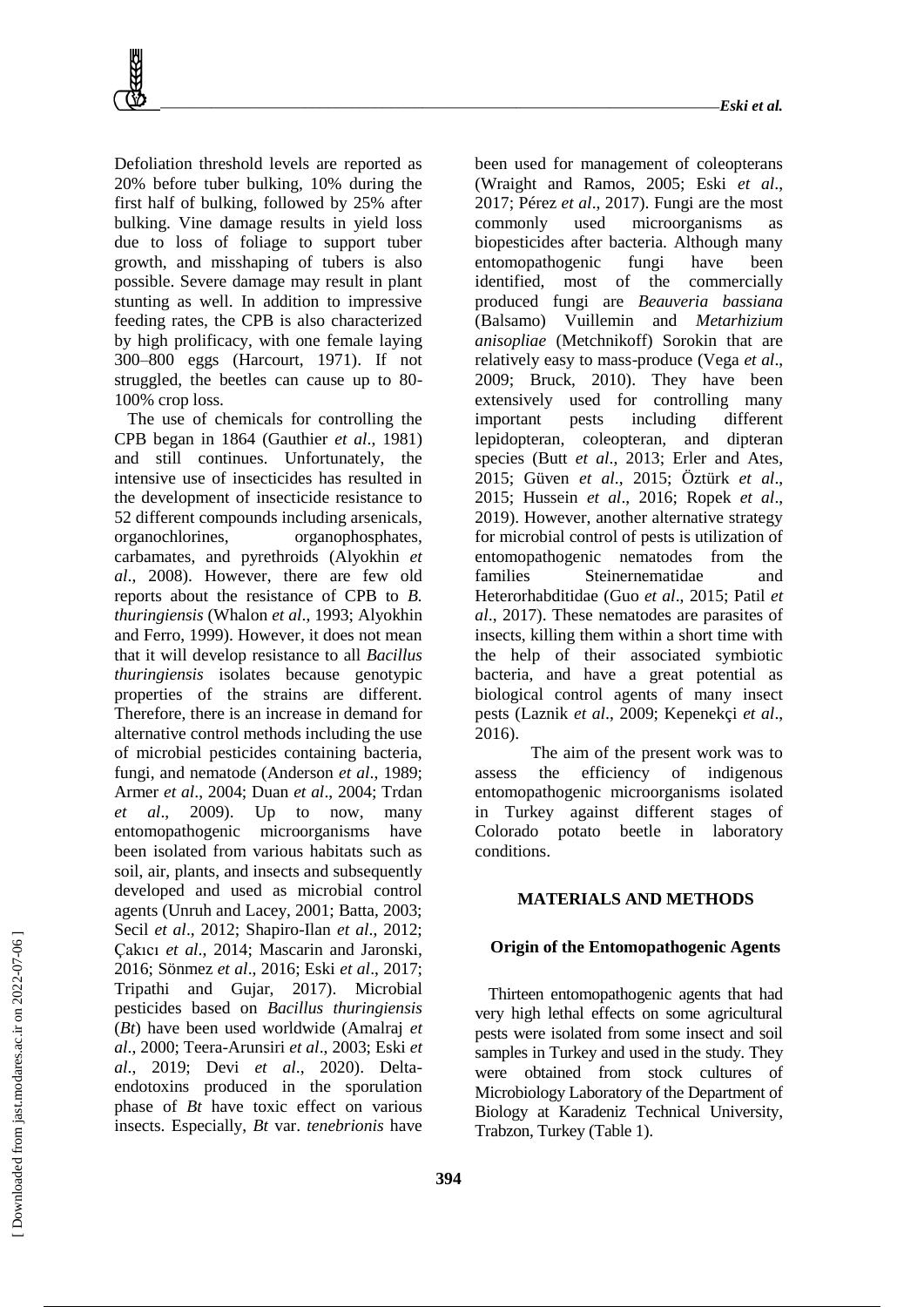Defoliation threshold levels are reported as 20% before tuber bulking, 10% during the first half of bulking, followed by 25% after bulking. Vine damage results in yield loss due to loss of foliage to support tuber growth, and misshaping of tubers is also possible. Severe damage may result in plant stunting as well. In addition to impressive feeding rates, the CPB is also characterized by high prolificacy, with one female laying 300–800 eggs (Harcourt, 1971). If not struggled, the beetles can cause up to 80-100% crop loss.

The use of chemicals for controlling the CPB began in 1864 (Gauthier *et al*., 1981) and still continues. Unfortunately, the intensive use of insecticides has resulted in the development of insecticide resistance to 52 different compounds including arsenicals, organochlorines, organophosphates, carbamates, and pyrethroids (Alyokhin *et al*., 2008). However, there are few old reports about the resistance of CPB to *B. thuringiensis* (Whalon *et al*., 1993; Alyokhin and Ferro, 1999). However, it does not mean that it will develop resistance to all *Bacillus thuringiensis* isolates because genotypic properties of the strains are different. Therefore, there is an increase in demand for alternative control methods including the use of microbial pesticides containing bacteria, fungi, and nematode (Anderson *et al*., 1989; Armer *et al*., 2004; Duan *et al*., 2004; Trdan *et al*., 2009). Up to now, many entomopathogenic microorganisms have been isolated from various habitats such as soil, air, plants, and insects and subsequently developed and used as microbial control agents (Unruh and Lacey, 2001; Batta, 2003; Secil *et al*., 2012; Shapiro-Ilan *et al*., 2012; Çakıcı *et al*., 2014; Mascarin and Jaronski, 2016; Sönmez *et al*., 2016; Eski *et al*., 2017; Tripathi and Gujar, 2017). Microbial pesticides based on *Bacillus thuringiensis* (*Bt*) have been used worldwide (Amalraj *et al*., 2000; Teera-Arunsiri *et al*., 2003; Eski *et al*., 2019; Devi *et al*., 2020). Delta-endotoxins produced in the sporulation phase of *Bt* have toxic effect on various insects. Especially, *Bt* var. *tenebrionis* have been used for management of coleopterans (Wraight and Ramos, 2005; Eski *et al*., 2017; Pérez *et al*., 2017). Fungi are the most commonly used microorganisms as biopesticides after bacteria. Although many entomopathogenic fungi have been identified, most of the commercially produced fungi are *Beauveria bassiana* (Balsamo) Vuillemin and *Metarhizium anisopliae* (Metchnikoff) Sorokin that are relatively easy to mass-produce (Vega *et al*., 2009; Bruck, 2010). They have been extensively used for controlling many important pests including different lepidopteran, coleopteran, and dipteran species (Butt *et al*., 2013; Erler and Ates, 2015; Güven *et al*., 2015; Öztürk *et al*., 2015; Hussein *et al*., 2016; Ropek *et al*., 2019). However, another alternative strategy for microbial control of pests is utilization of entomopathogenic nematodes from the families Steinernematidae and Heterorhabditidae (Guo *et al*., 2015; Patil *et al*., 2017). These nematodes are parasites of insects, killing them within a short time with the help of their associated symbiotic bacteria, and have a great potential as biological control agents of many insect pests (Laznik *et al*., 2009; Kepenekçi *et al*., 2016).

The aim of the present work was to assess the efficiency of indigenous entomopathogenic microorganisms isolated in Turkey against different stages of Colorado potato beetle in laboratory conditions.

## MATERIALS AND METHODS

### Origin of the Entomopathogenic Agents

Thirteen entomopathogenic agents that had very high lethal effects on some agricultural pests were isolated from some insect and soil samples in Turkey and used in the study. They were obtained from stock cultures of Microbiology Laboratory of the Department of Biology at Karadeniz Technical University, Trabzon, Turkey (Table 1).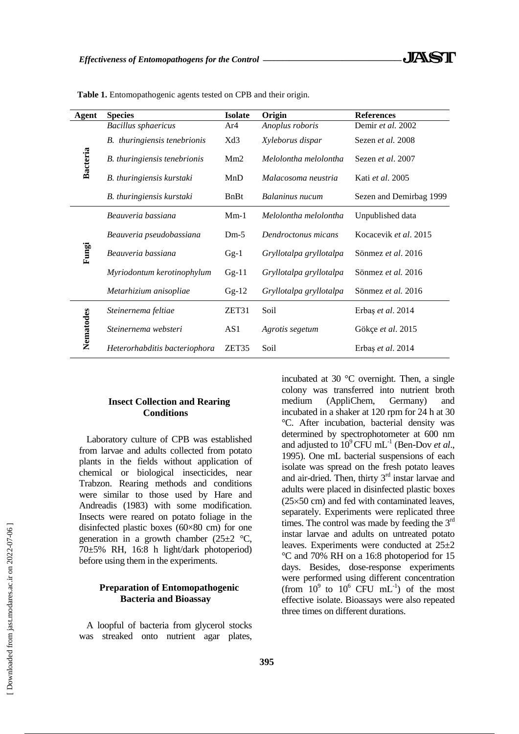**Table 1.** Entomopathogenic agents tested on CPB and their origin.

| Agent | Species | Isolate | Origin | References |
|---|---|---|---|---|
| Bacteria | *Bacillus sphaericus* | Ar4 | *Anoplus roboris* | Demir *et al.* 2002 |
| | *B. thuringiensis tenebrionis* | Xd3 | *Xyleborus dispar* | Sezen *et al.* 2008 |
| | *B. thuringiensis tenebrionis* | Mm2 | *Melolontha melolontha* | Sezen *et al*. 2007 |
| | *B. thuringiensis kurstaki* | MnD | *Malacosoma neustria* | Kati *et al*. 2005 |
| | *B. thuringiensis kurstaki* | BnBt | *Balaninus nucum* | Sezen and Demirbag 1999 |
| Fungi | *Beauveria bassiana* | Mm-1 | *Melolontha melolontha* | Unpublished data |
| | *Beauveria pseudobassiana* | Dm-5 | *Dendroctonus micans* | Kocacevik *et al*. 2015 |
| | *Beauveria bassiana* | Gg-1 | *Gryllotalpa gryllotalpa* | Sönmez *et al*. 2016 |
| | *Myriodontum kerotinophylum* | Gg-11 | *Gryllotalpa gryllotalpa* | Sönmez *et al.* 2016 |
| | *Metarhizium anisopliae* | Gg-12 | *Gryllotalpa gryllotalpa* | Sönmez *et al.* 2016 |
| Nematodes | *Steinernema feltiae* | ZET31 | Soil | Erbaş *et al*. 2014 |
| | *Steinernema websteri* | AS1 | *Agrotis segetum* | Gökçe *et al*. 2015 |
| | *Heterorhabditis bacteriophora* | ZET35 | Soil | Erbaş *et al*. 2014 |

### Insect Collection and Rearing Conditions

Laboratory culture of CPB was established from larvae and adults collected from potato plants in the fields without application of chemical or biological insecticides, near Trabzon. Rearing methods and conditions were similar to those used by Hare and Andreadis (1983) with some modification. Insects were reared on potato foliage in the disinfected plastic boxes (60×80 cm) for one generation in a growth chamber (25±2 °C, 70±5% RH, 16:8 h light/dark photoperiod) before using them in the experiments.

### Preparation of Entomopathogenic Bacteria and Bioassay

A loopful of bacteria from glycerol stocks was streaked onto nutrient agar plates, incubated at 30 °C overnight. Then, a single colony was transferred into nutrient broth medium (AppliChem, Germany) and incubated in a shaker at 120 rpm for 24 h at 30 °C. After incubation, bacterial density was determined by spectrophotometer at 600 nm and adjusted to $10^9$ CFU $mL^{-1}$ (Ben-Dov *et al*., 1995). One mL bacterial suspensions of each isolate was spread on the fresh potato leaves and air-dried. Then, thirty 3rd instar larvae and adults were placed in disinfected plastic boxes (25×50 cm) and fed with contaminated leaves, separately. Experiments were replicated three times. The control was made by feeding the 3rd instar larvae and adults on untreated potato leaves. Experiments were conducted at 25±2 °C and 70% RH on a 16:8 photoperiod for 15 days. Besides, dose-response experiments were performed using different concentration (from $10^9$ to $10^6$ CFU $mL^{-1}$) of the most effective isolate. Bioassays were also repeated three times on different durations.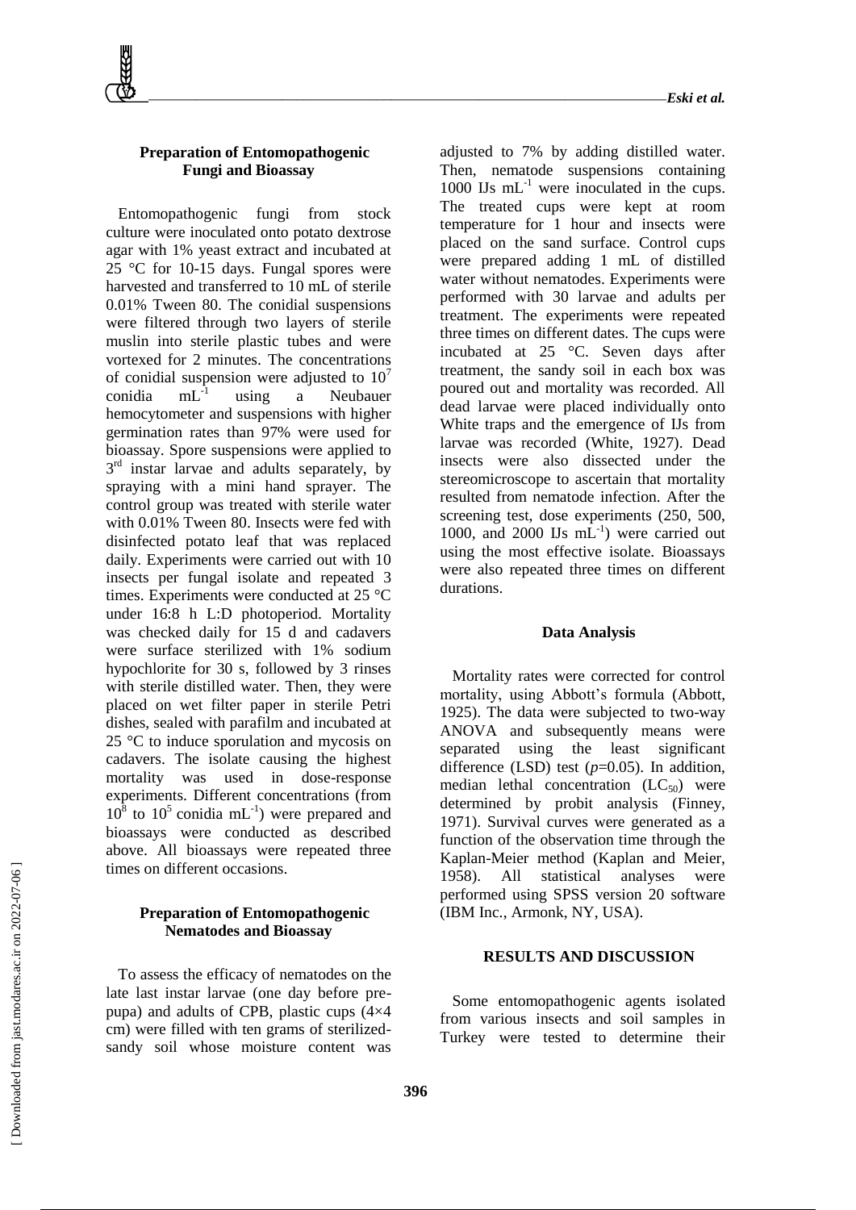### Preparation of Entomopathogenic Fungi and Bioassay

Entomopathogenic fungi from stock culture were inoculated onto potato dextrose agar with 1% yeast extract and incubated at 25 °C for 10-15 days. Fungal spores were harvested and transferred to 10 mL of sterile 0.01% Tween 80. The conidial suspensions were filtered through two layers of sterile muslin into sterile plastic tubes and were vortexed for 2 minutes. The concentrations of conidial suspension were adjusted to $10^7$ conidia $mL^{-1}$ using a Neubauer hemocytometer and suspensions with higher germination rates than 97% were used for bioassay. Spore suspensions were applied to 3rd instar larvae and adults separately, by spraying with a mini hand sprayer. The control group was treated with sterile water with 0.01% Tween 80. Insects were fed with disinfected potato leaf that was replaced daily. Experiments were carried out with 10 insects per fungal isolate and repeated 3 times. Experiments were conducted at 25 °C under 16:8 h L:D photoperiod. Mortality was checked daily for 15 d and cadavers were surface sterilized with 1% sodium hypochlorite for 30 s, followed by 3 rinses with sterile distilled water. Then, they were placed on wet filter paper in sterile Petri dishes, sealed with parafilm and incubated at 25 °C to induce sporulation and mycosis on cadavers. The isolate causing the highest mortality was used in dose-response experiments. Different concentrations (from $10^8$ to $10^5$ conidia $mL^{-1}$) were prepared and bioassays were conducted as described above. All bioassays were repeated three times on different occasions.

### Preparation of Entomopathogenic Nematodes and Bioassay

To assess the efficacy of nematodes on the late last instar larvae (one day before pre-pupa) and adults of CPB, plastic cups (4×4 cm) were filled with ten grams of sterilized-sandy soil whose moisture content was adjusted to 7% by adding distilled water. Then, nematode suspensions containing 1000 IJs $mL^{-1}$ were inoculated in the cups. The treated cups were kept at room temperature for 1 hour and insects were placed on the sand surface. Control cups were prepared adding 1 mL of distilled water without nematodes. Experiments were performed with 30 larvae and adults per treatment. The experiments were repeated three times on different dates. The cups were incubated at 25 °C. Seven days after treatment, the sandy soil in each box was poured out and mortality was recorded. All dead larvae were placed individually onto White traps and the emergence of IJs from larvae was recorded (White, 1927). Dead insects were also dissected under the stereomicroscope to ascertain that mortality resulted from nematode infection. After the screening test, dose experiments (250, 500, 1000, and 2000 IJs $mL^{-1}$) were carried out using the most effective isolate. Bioassays were also repeated three times on different durations.

### Data Analysis

Mortality rates were corrected for control mortality, using Abbott's formula (Abbott, 1925). The data were subjected to two-way ANOVA and subsequently means were separated using the least significant difference (LSD) test ($p$=0.05). In addition, median lethal concentration ($LC_{50}$) were determined by probit analysis (Finney, 1971). Survival curves were generated as a function of the observation time through the Kaplan-Meier method (Kaplan and Meier, 1958). All statistical analyses were performed using SPSS version 20 software (IBM Inc., Armonk, NY, USA).

## RESULTS AND DISCUSSION

Some entomopathogenic agents isolated from various insects and soil samples in Turkey were tested to determine their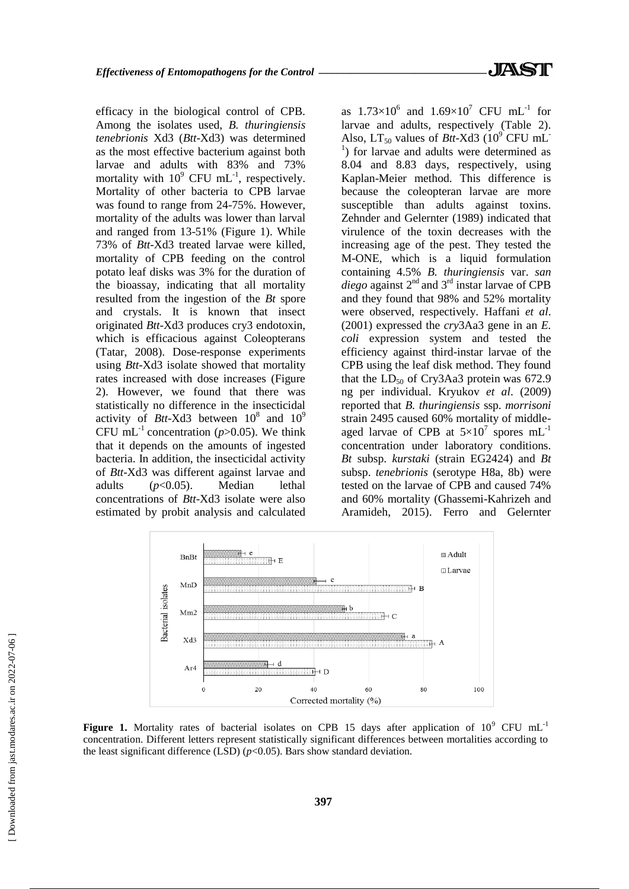efficacy in the biological control of CPB. Among the isolates used, *B. thuringiensis tenebrionis* Xd3 (*Btt*-Xd3) was determined as the most effective bacterium against both larvae and adults with 83% and 73% mortality with $10^9$ CFU $mL^{-1}$, respectively. Mortality of other bacteria to CPB larvae was found to range from 24-75%. However, mortality of the adults was lower than larval and ranged from 13-51% (Figure 1). While 73% of *Btt*-Xd3 treated larvae were killed, mortality of CPB feeding on the control potato leaf disks was 3% for the duration of the bioassay, indicating that all mortality resulted from the ingestion of the *Bt* spore and crystals. It is known that insect originated *Btt*-Xd3 produces cry3 endotoxin, which is efficacious against Coleopterans (Tatar, 2008). Dose-response experiments using *Btt*-Xd3 isolate showed that mortality rates increased with dose increases (Figure 2). However, we found that there was statistically no difference in the insecticidal activity of *Btt*-Xd3 between $10^8$ and $10^9$ CFU $mL^{-1}$ concentration ($p>0.05$). We think that it depends on the amounts of ingested bacteria. In addition, the insecticidal activity of *Btt*-Xd3 was different against larvae and adults ($p<0.05$). Median lethal concentrations of *Btt*-Xd3 isolate were also estimated by probit analysis and calculated as $1.73\times10^6$ and $1.69\times10^7$ CFU $mL^{-1}$ for larvae and adults, respectively (Table 2). Also, $LT_{50}$ values of *Btt*-Xd3 ($10^9$ CFU $mL^{-1}$) for larvae and adults were determined as 8.04 and 8.83 days, respectively, using Kaplan-Meier method. This difference is because the coleopteran larvae are more susceptible than adults against toxins. Zehnder and Gelernter (1989) indicated that virulence of the toxin decreases with the increasing age of the pest. They tested the M-ONE, which is a liquid formulation containing 4.5% *B. thuringiensis* var. *san diego* against 2nd and 3rd instar larvae of CPB and they found that 98% and 52% mortality were observed, respectively. Haffani *et al*. (2001) expressed the *cry*3Aa3 gene in an *E. coli* expression system and tested the efficiency against third-instar larvae of the CPB using the leaf disk method. They found that the $LD_{50}$ of Cry3Aa3 protein was 672.9 ng per individual. Kryukov *et al*. (2009) reported that *B. thuringiensis* ssp. *morrisoni* strain 2495 caused 60% mortality of middle-aged larvae of CPB at $5\times10^7$ spores $mL^{-1}$ concentration under laboratory conditions. *Bt* subsp. *kurstaki* (strain EG2424) and *Bt* subsp. *tenebrionis* (serotype H8a, 8b) were tested on the larvae of CPB and caused 74% and 60% mortality (Ghassemi-Kahrizeh and Aramideh, 2015). Ferro and Gelernter

**Figure 1.** Mortality rates of bacterial isolates on CPB 15 days after application of $10^9$ CFU $mL^{-1}$ concentration. Different letters represent statistically significant differences between mortalities according to the least significant difference (LSD) ($p<0.05$). Bars show standard deviation.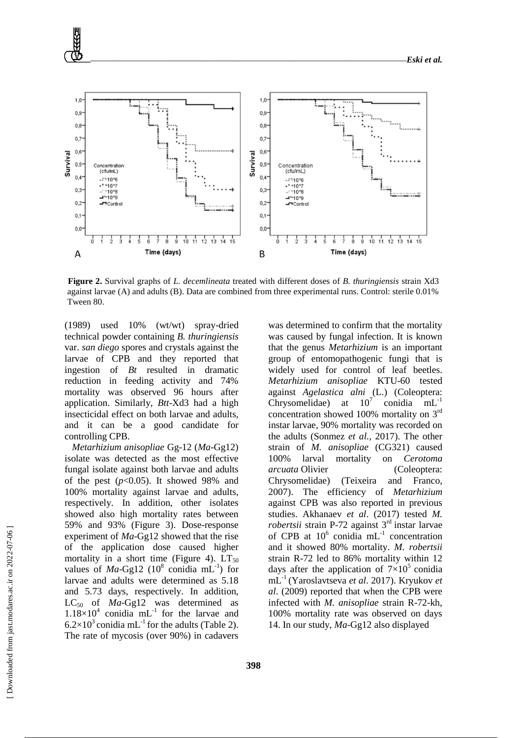**Figure 2.** Survival graphs of *L. decemlineata* treated with different doses of *B. thuringiensis* strain Xd3 against larvae (A) and adults (B). Data are combined from three experimental runs. Control: sterile 0.01% Tween 80.

(1989) used 10% (wt/wt) spray-dried technical powder containing *B. thuringiensis* var. *san diego* spores and crystals against the larvae of CPB and they reported that ingestion of *Bt* resulted in dramatic reduction in feeding activity and 74% mortality was observed 96 hours after application. Similarly, *Btt*-Xd3 had a high insecticidal effect on both larvae and adults, and it can be a good candidate for controlling CPB.

*Metarhizium anisopliae* Gg-12 (*Ma*-Gg12) isolate was detected as the most effective fungal isolate against both larvae and adults of the pest ($p<0.05$). It showed 98% and 100% mortality against larvae and adults, respectively. In addition, other isolates showed also high mortality rates between 59% and 93% (Figure 3). Dose-response experiment of *Ma*-Gg12 showed that the rise of the application dose caused higher mortality in a short time (Figure 4). $LT_{50}$ values of *Ma*-Gg12 ($10^8$ conidia $mL^{-1}$) for larvae and adults were determined as 5.18 and 5.73 days, respectively. In addition, $LC_{50}$ of *Ma*-Gg12 was determined as $1.18\times10^4$ conidia $mL^{-1}$ for the larvae and $6.2\times10^3$ conidia $mL^{-1}$ for the adults (Table 2). The rate of mycosis (over 90%) in cadavers was determined to confirm that the mortality was caused by fungal infection. It is known that the genus *Metarhizium* is an important group of entomopathogenic fungi that is widely used for control of leaf beetles. *Metarhizium anisopliae* KTU-60 tested against *Agelastica alni* (L.) (Coleoptera: Chrysomelidae) at $10^7$ conidia $mL^{-1}$ concentration showed 100% mortality on 3rd instar larvae, 90% mortality was recorded on the adults (Sonmez *et al.,* 2017). The other strain of *M. anisopliae* (CG321) caused 100% larval mortality on *Cerotoma arcuata* Olivier (Coleoptera: Chrysomelidae) (Teixeira and Franco, 2007). The efficiency of *Metarhizium* against CPB was also reported in previous studies. Akhanaev *et al*. (2017) tested *M. robertsii* strain P-72 against 3rd instar larvae of CPB at $10^6$ conidia $mL^{-1}$ concentration and it showed 80% mortality. *M. robertsii* strain R-72 led to 86% mortality within 12 days after the application of $7\times10^5$ conidia $mL^{-1}$ (Yaroslavtseva *et al*. 2017). Kryukov *et al*. (2009) reported that when the CPB were infected with *M. anisopliae* strain R-72-kh, 100% mortality rate was observed on days 14. In our study, *Ma*-Gg12 also displayed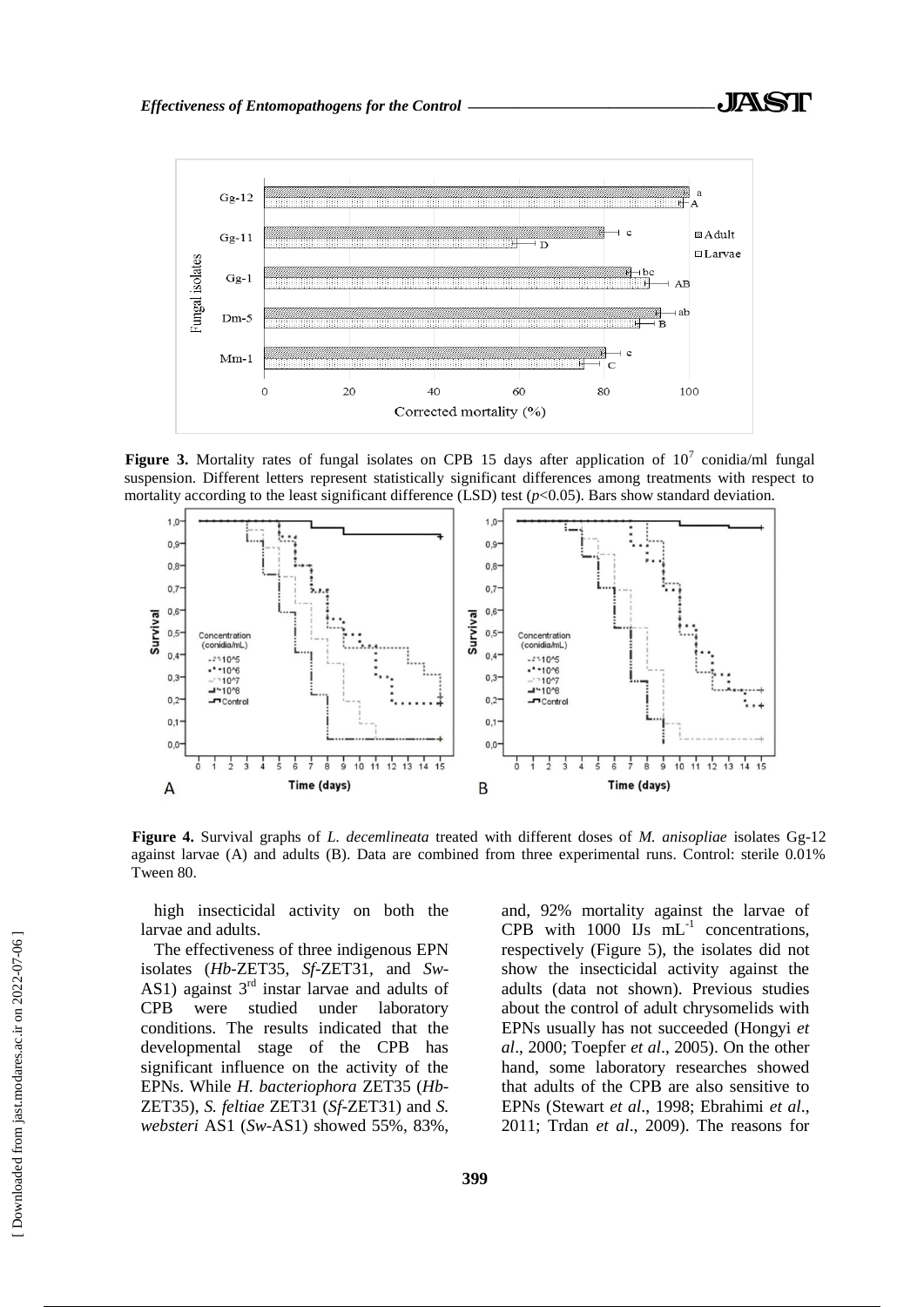**Figure 3.** Mortality rates of fungal isolates on CPB 15 days after application of $10^7$ conidia/ml fungal suspension. Different letters represent statistically significant differences among treatments with respect to mortality according to the least significant difference (LSD) test ($p$<0.05). Bars show standard deviation.

**Figure 4.** Survival graphs of *L. decemlineata* treated with different doses of *M. anisopliae* isolates Gg-12 against larvae (A) and adults (B). Data are combined from three experimental runs. Control: sterile 0.01% Tween 80.

high insecticidal activity on both the larvae and adults.

The effectiveness of three indigenous EPN isolates (*Hb*-ZET35, *Sf*-ZET31, and *Sw*-AS1) against 3rd instar larvae and adults of CPB were studied under laboratory conditions. The results indicated that the developmental stage of the CPB has significant influence on the activity of the EPNs. While *H. bacteriophora* ZET35 (*Hb*-ZET35), *S. feltiae* ZET31 (*Sf*-ZET31) and *S. websteri* AS1 (*Sw*-AS1) showed 55%, 83%, and, 92% mortality against the larvae of CPB with 1000 IJs $mL^{-1}$ concentrations, respectively (Figure 5), the isolates did not show the insecticidal activity against the adults (data not shown). Previous studies about the control of adult chrysomelids with EPNs usually has not succeeded (Hongyi *et al*., 2000; Toepfer *et al*., 2005). On the other hand, some laboratory researches showed that adults of the CPB are also sensitive to EPNs (Stewart *et al*., 1998; Ebrahimi *et al*., 2011; Trdan *et al*., 2009). The reasons for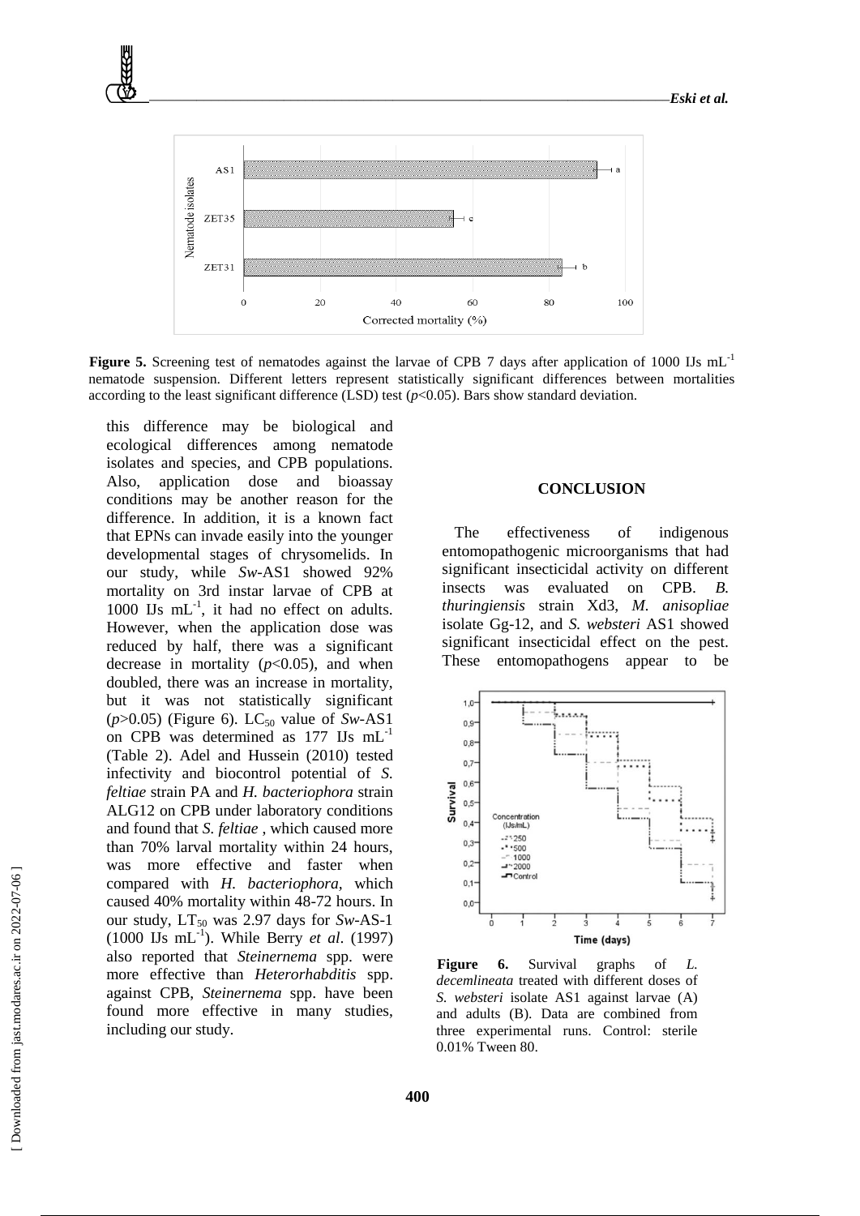**Figure 5.** Screening test of nematodes against the larvae of CPB 7 days after application of 1000 IJs $mL^{-1}$ nematode suspension. Different letters represent statistically significant differences between mortalities according to the least significant difference (LSD) test ($p$<0.05). Bars show standard deviation.

this difference may be biological and ecological differences among nematode isolates and species, and CPB populations. Also, application dose and bioassay conditions may be another reason for the difference. In addition, it is a known fact that EPNs can invade easily into the younger developmental stages of chrysomelids. In our study, while *Sw*-AS1 showed 92% mortality on 3rd instar larvae of CPB at 1000 IJs $mL^{-1}$, it had no effect on adults. However, when the application dose was reduced by half, there was a significant decrease in mortality ($p$<0.05), and when doubled, there was an increase in mortality, but it was not statistically significant ($p$>0.05) (Figure 6). $LC_{50}$ value of *Sw*-AS1 on CPB was determined as 177 IJs $mL^{-1}$ (Table 2). Adel and Hussein (2010) tested infectivity and biocontrol potential of *S. feltiae* strain PA and *H. bacteriophora* strain ALG12 on CPB under laboratory conditions and found that *S. feltiae* , which caused more than 70% larval mortality within 24 hours, was more effective and faster when compared with *H. bacteriophora*, which caused 40% mortality within 48-72 hours. In our study, $LT_{50}$ was 2.97 days for *Sw*-AS-1 (1000 IJs $mL^{-1}$). While Berry *et al*. (1997) also reported that *Steinernema* spp. were more effective than *Heterorhabditis* spp. against CPB, *Steinernema* spp. have been found more effective in many studies, including our study.

## CONCLUSION

The effectiveness of indigenous entomopathogenic microorganisms that had significant insecticidal activity on different insects was evaluated on CPB. *B. thuringiensis* strain Xd3, *M. anisopliae* isolate Gg-12, and *S. websteri* AS1 showed significant insecticidal effect on the pest. These entomopathogens appear to be

**Figure 6.** Survival graphs of *L. decemlineata* treated with different doses of *S. websteri* isolate AS1 against larvae (A) and adults (B). Data are combined from three experimental runs. Control: sterile 0.01% Tween 80.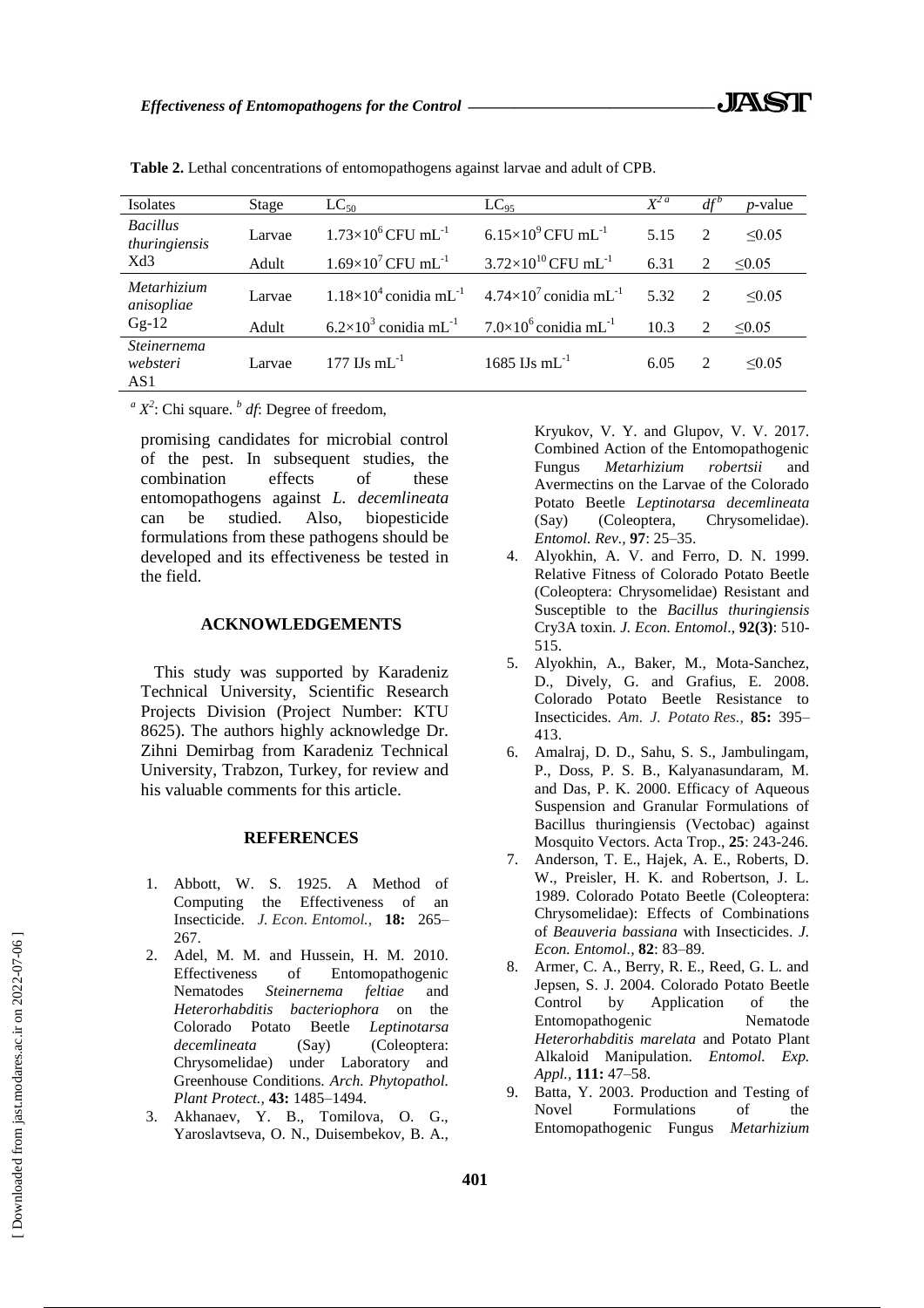**Table 2.** Lethal concentrations of entomopathogens against larvae and adult of CPB.

| Isolates | Stage | $LC_{50}$ | $LC_{95}$ | $X^{2\,a}$ | $df^{b}$ | *p*-value |
|---|---|---|---|---|---|---|
| *Bacillus thuringiensis* Xd3 | Larvae | $1.73\times10^{6}$ CFU $mL^{-1}$ | $6.15\times10^{9}$ CFU $mL^{-1}$ | 5.15 | 2 | $\leq0.05$ |
| | Adult | $1.69\times10^{7}$ CFU $mL^{-1}$ | $3.72\times10^{10}$ CFU $mL^{-1}$ | 6.31 | 2 | $\leq0.05$ |
| *Metarhizium anisopliae* Gg-12 | Larvae | $1.18\times10^{4}$ conidia $mL^{-1}$ | $4.74\times10^{7}$ conidia $mL^{-1}$ | 5.32 | 2 | $\leq0.05$ |
| | Adult | $6.2\times10^{3}$ conidia $mL^{-1}$ | $7.0\times10^{6}$ conidia $mL^{-1}$ | 10.3 | 2 | $\leq0.05$ |
| *Steinernema websteri* AS1 | Larvae | 177 IJs $mL^{-1}$ | 1685 IJs $mL^{-1}$ | 6.05 | 2 | $\leq0.05$ |

[a] $X^2$: Chi square. [b] *df*: Degree of freedom,

promising candidates for microbial control of the pest. In subsequent studies, the combination effects of these entomopathogens against *L. decemlineata* can be studied. Also, biopesticide formulations from these pathogens should be developed and its effectiveness be tested in the field.

## ACKNOWLEDGEMENTS

This study was supported by Karadeniz Technical University, Scientific Research Projects Division (Project Number: KTU 8625). The authors highly acknowledge Dr. Zihni Demirbag from Karadeniz Technical University, Trabzon, Turkey, for review and his valuable comments for this article.

## REFERENCES

1. Abbott, W. S. 1925. A Method of Computing the Effectiveness of an Insecticide. *J. Econ. Entomol.,* **18:** 265–267.
2. Adel, M. M. and Hussein, H. M. 2010. Effectiveness of Entomopathogenic Nematodes *Steinernema feltiae* and *Heterorhabditis bacteriophora* on the Colorado Potato Beetle *Leptinotarsa decemlineata* (Say) (Coleoptera: Chrysomelidae) under Laboratory and Greenhouse Conditions. *Arch. Phytopathol. Plant Protect.,* **43:** 1485–1494.
3. Akhanaev, Y. B., Tomilova, O. G., Yaroslavtseva, O. N., Duisembekov, B. A., Kryukov, V. Y. and Glupov, V. V. 2017. Combined Action of the Entomopathogenic Fungus *Metarhizium robertsii* and Avermectins on the Larvae of the Colorado Potato Beetle *Leptinotarsa decemlineata* (Say) (Coleoptera, Chrysomelidae). *Entomol. Rev.,* **97**: 25–35.
4. Alyokhin, A. V. and Ferro, D. N. 1999. Relative Fitness of Colorado Potato Beetle (Coleoptera: Chrysomelidae) Resistant and Susceptible to the *Bacillus thuringiensis* Cry3A toxin. *J. Econ. Entomol*., **92(3)**: 510-515.
5. Alyokhin, A., Baker, M., Mota-Sanchez, D., Dively, G. and Grafius, E. 2008. Colorado Potato Beetle Resistance to Insecticides. *Am. J. Potato Res.,* **85:** 395–413.
6. Amalraj, D. D., Sahu, S. S., Jambulingam, P., Doss, P. S. B., Kalyanasundaram, M. and Das, P. K. 2000. Efficacy of Aqueous Suspension and Granular Formulations of Bacillus thuringiensis (Vectobac) against Mosquito Vectors. Acta Trop., **25**: 243-246.
7. Anderson, T. E., Hajek, A. E., Roberts, D. W., Preisler, H. K. and Robertson, J. L. 1989. Colorado Potato Beetle (Coleoptera: Chrysomelidae): Effects of Combinations of *Beauveria bassiana* with Insecticides. *J. Econ. Entomol.,* **82**: 83–89.
8. Armer, C. A., Berry, R. E., Reed, G. L. and Jepsen, S. J. 2004. Colorado Potato Beetle Control by Application of the Entomopathogenic Nematode *Heterorhabditis marelata* and Potato Plant Alkaloid Manipulation. *Entomol. Exp. Appl.,* **111:** 47–58.
9. Batta, Y. 2003. Production and Testing of Novel Formulations of the Entomopathogenic Fungus *Metarhizium*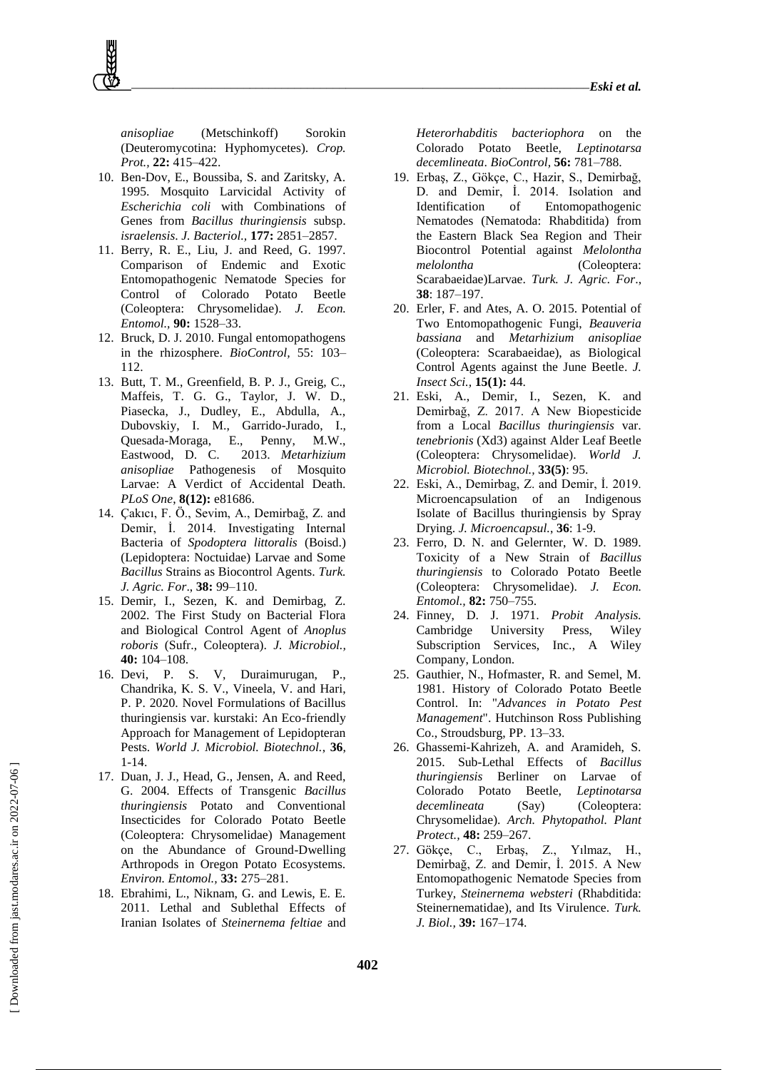*anisopliae* (Metschinkoff) Sorokin (Deuteromycotina: Hyphomycetes). *Crop. Prot.,* **22:** 415–422.

10. Ben-Dov, E., Boussiba, S. and Zaritsky, A. 1995. Mosquito Larvicidal Activity of *Escherichia coli* with Combinations of Genes from *Bacillus thuringiensis* subsp. *israelensis*. *J. Bacteriol.*, **177:** 2851–2857.
11. Berry, R. E., Liu, J. and Reed, G. 1997. Comparison of Endemic and Exotic Entomopathogenic Nematode Species for Control of Colorado Potato Beetle (Coleoptera: Chrysomelidae). *J. Econ. Entomol.*, **90:** 1528–33.
12. Bruck, D. J. 2010. Fungal entomopathogens in the rhizosphere. *BioControl*, 55: 103–112.
13. Butt, T. M., Greenfield, B. P. J., Greig, C., Maffeis, T. G. G., Taylor, J. W. D., Piasecka, J., Dudley, E., Abdulla, A., Dubovskiy, I. M., Garrido-Jurado, I., Quesada-Moraga, E., Penny, M.W., Eastwood, D. C. 2013. *Metarhizium anisopliae* Pathogenesis of Mosquito Larvae: A Verdict of Accidental Death. *PLoS One*, **8(12):** e81686.
14. Çakıcı, F. Ö., Sevim, A., Demirbağ, Z. and Demir, İ. 2014. Investigating Internal Bacteria of *Spodoptera littoralis* (Boisd.) (Lepidoptera: Noctuidae) Larvae and Some *Bacillus* Strains as Biocontrol Agents. *Turk. J. Agric. For*., **38:** 99–110.
15. Demir, I., Sezen, K. and Demirbag, Z. 2002. The First Study on Bacterial Flora and Biological Control Agent of *Anoplus roboris* (Sufr., Coleoptera). *J. Microbiol.*, **40:** 104–108.
16. Devi, P. S. V, Duraimurugan, P., Chandrika, K. S. V., Vineela, V. and Hari, P. P. 2020. Novel Formulations of Bacillus thuringiensis var. kurstaki: An Eco-friendly Approach for Management of Lepidopteran Pests. *World J. Microbiol. Biotechnol.*, **36**, 1-14.
17. Duan, J. J., Head, G., Jensen, A. and Reed, G. 2004. Effects of Transgenic *Bacillus thuringiensis* Potato and Conventional Insecticides for Colorado Potato Beetle (Coleoptera: Chrysomelidae) Management on the Abundance of Ground-Dwelling Arthropods in Oregon Potato Ecosystems. *Environ. Entomol.,* **33:** 275–281.
18. Ebrahimi, L., Niknam, G. and Lewis, E. E. 2011. Lethal and Sublethal Effects of Iranian Isolates of *Steinernema feltiae* and *Heterorhabditis bacteriophora* on the Colorado Potato Beetle, *Leptinotarsa decemlineata*. *BioControl*, **56:** 781–788.
19. Erbaş, Z., Gökçe, C., Hazir, S., Demirbağ, D. and Demir, İ. 2014. Isolation and Identification of Entomopathogenic Nematodes (Nematoda: Rhabditida) from the Eastern Black Sea Region and Their Biocontrol Potential against *Melolontha melolontha* (Coleoptera: Scarabaeidae)Larvae. *Turk. J. Agric. For*., **38**: 187–197.
20. Erler, F. and Ates, A. O. 2015. Potential of Two Entomopathogenic Fungi, *Beauveria bassiana* and *Metarhizium anisopliae* (Coleoptera: Scarabaeidae), as Biological Control Agents against the June Beetle. *J. Insect Sci.*, **15(1):** 44.
21. Eski, A., Demir, I., Sezen, K. and Demirbağ, Z. 2017. A New Biopesticide from a Local *Bacillus thuringiensis* var. *tenebrionis* (Xd3) against Alder Leaf Beetle (Coleoptera: Chrysomelidae). *World J. Microbiol. Biotechnol.*, **33(5)**: 95.
22. Eski, A., Demirbag, Z. and Demir, İ. 2019. Microencapsulation of an Indigenous Isolate of Bacillus thuringiensis by Spray Drying. *J. Microencapsul.*, **36**: 1-9.
23. Ferro, D. N. and Gelernter, W. D. 1989. Toxicity of a New Strain of *Bacillus thuringiensis* to Colorado Potato Beetle (Coleoptera: Chrysomelidae). *J. Econ. Entomol.,* **82:** 750–755.
24. Finney, D. J. 1971. *Probit Analysis.* Cambridge University Press, Wiley Subscription Services, Inc., A Wiley Company, London.
25. Gauthier, N., Hofmaster, R. and Semel, M. 1981. History of Colorado Potato Beetle Control. In: "*Advances in Potato Pest Management*". Hutchinson Ross Publishing Co., Stroudsburg, PP. 13–33.
26. Ghassemi-Kahrizeh, A. and Aramideh, S. 2015. Sub-Lethal Effects of *Bacillus thuringiensis* Berliner on Larvae of Colorado Potato Beetle, *Leptinotarsa decemlineata* (Say) (Coleoptera: Chrysomelidae). *Arch. Phytopathol. Plant Protect.*, **48:** 259–267.
27. Gökçe, C., Erbaş, Z., Yılmaz, H., Demirbağ, Z. and Demir, İ. 2015. A New Entomopathogenic Nematode Species from Turkey, *Steinernema websteri* (Rhabditida: Steinernematidae), and Its Virulence. *Turk. J. Biol.,* **39:** 167–174.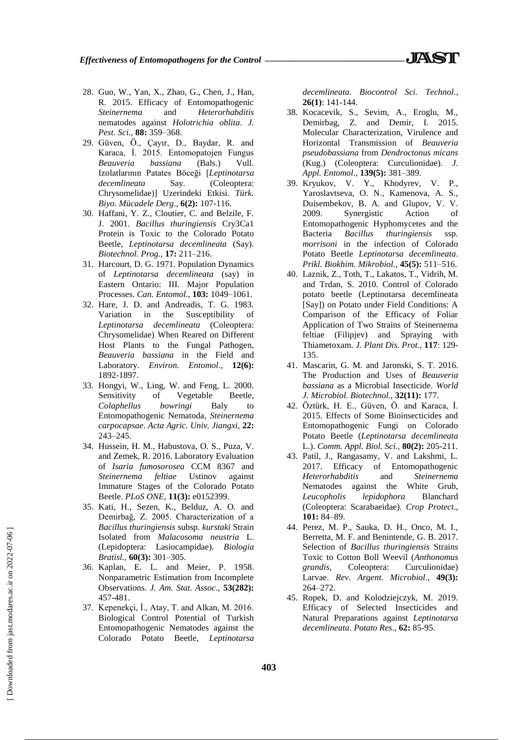28. Guo, W., Yan, X., Zhao, G., Chen, J., Han, R. 2015. Efficacy of Entomopathogenic *Steinernema* and *Heterorhabditis* nematodes against *Holotrichia oblita*. *J. Pest. Sci.,* **88:** 359–368.
29. Güven, Ö., Çayır, D., Baydar, R. and Karaca, İ. 2015. Entomopatojen Fungus *Beauveria bassiana* (Bals.) Vull. Izolatlarının Patates Böceği [*Leptinotarsa decemlineata* Say. (Coleoptera: Chrysomelidae)] Uzerindeki Etkisi. *Türk. Biyo. Mücadele Derg*., **6(2):** 107-116.
30. Haffani, Y. Z., Cloutier, C. and Belzile, F. J. 2001. *Bacillus thuringiensis* Cry3Ca1 Protein is Toxic to the Colorado Potato Beetle, *Leptinotarsa decemlineata* (Say). *Biotechnol. Prog.,* **17:** 211–216.
31. Harcourt, D. G. 1971. Population Dynamics of *Leptinotarsa decemlineata* (say) in Eastern Ontario: III. Major Population Processes. *Can. Entomol.,* **103:** 1049–1061.
32. Hare, J. D. and Andreadis, T. G. 1983. Variation in the Susceptibility of *Leptinotarsa decemlineata* (Coleoptera: Chrysomelidae) When Reared on Different Host Plants to the Fungal Pathogen, *Beauveria bassiana* in the Field and Laboratory. *Environ. Entomol*., **12(6):** 1892-1897.
33. Hongyi, W., Ling, W. and Feng, L. 2000. Sensitivity of Vegetable Beetle, *Colaphellus bowringi* Baly to Entomopathogenic Nematoda, *Steinernema carpocapsae*. *Acta Agric. Univ. Jiangxi,* **22:** 243–245.
34. Hussein, H. M., Habustova, O. S., Puza, V. and Zemek, R. 2016. Laboratory Evaluation of *Isaria fumosorosea* CCM 8367 and *Steinernema feltiae* Ustinov against Immature Stages of the Colorado Potato Beetle. *PLoS ONE,* **11(3):** e0152399.
35. Kati, H., Sezen, K., Belduz, A. O. and Demirbağ, Z. 2005. Characterization of a *Bacillus thuringiensis* subsp. *kurstaki* Strain Isolated from *Malacosoma neustria* L. (Lepidoptera: Lasiocampidae). *Biologia Bratisl.,* **60(3):** 301–305.
36. Kaplan, E. L. and Meier, P. 1958. Nonparametric Estimation from Incomplete Observations. *J. Am. Stat. Assoc*., **53(282):** 457-481.
37. Kepenekçi, İ., Atay, T. and Alkan, M. 2016. Biological Control Potential of Turkish Entomopathogenic Nematodes against the Colorado Potato Beetle, *Leptinotarsa decemlineata*. *Biocontrol Sci. Technol*., **26(1)**: 141-144.
38. Kocacevik, S., Sevim, A., Eroglu, M., Demirbag, Z. and Demir, I. 2015. Molecular Characterization, Virulence and Horizontal Transmission of *Beauveria pseudobassiana* from *Dendroctonus micans* (Kug.) (Coleoptera: Curculionidae). *J. Appl. Entomol*., **139(5):** 381–389.
39. Kryukov, V. Y., Khodyrev, V. P., Yaroslavtseva, O. N., Kamenova, A. S., Duisembekov, B. A. and Glupov, V. V. 2009. Synergistic Action of Entomopathogenic Hyphomycetes and the Bacteria *Bacillus thuringiensis* ssp. *morrisoni* in the infection of Colorado Potato Beetle *Leptinotarsa decemlineata*. *Prikl. Biokhim. Mikrobiol.,* **45(5):** 511–516.
40. Laznik, Z., Toth, T., Lakatos, T., Vidrih, M. and Trdan, S. 2010. Control of Colorado potato beetle (Leptinotarsa decemlineata [Say]) on Potato under Field Conditions: A Comparison of the Efficacy of Foliar Application of Two Strains of Steinernema feltiae (Filipjev) and Spraying with Thiametoxam. *J. Plant Dis. Prot.,* **117**: 129-135.
41. Mascarin, G. M. and Jaronski, S. T. 2016. The Production and Uses of *Beauveria bassiana* as a Microbial Insecticide. *World J. Microbiol. Biotechnol.,* **32(11):** 177.
42. Öztürk, H. E., Güven, Ö. and Karaca, İ. 2015. Effects of Some Bioinsecticides and Entomopathogenic Fungi on Colorado Potato Beetle (*Leptinotarsa decemlineata* L.). *Comm. Appl. Biol. Sci.,* **80(2):** 205-211.
43. Patil, J., Rangasamy, V. and Lakshmi, L. 2017. Efficacy of Entomopathogenic *Heterorhabditis* and *Steinernema* Nematodes against the White Grub, *Leucopholis lepidophora* Blanchard (Coleoptera: Scarabaeidae). *Crop Protect*., **101:** 84–89.
44. Perez, M. P., Sauka, D. H., Onco, M. I., Berretta, M. F. and Benintende, G. B. 2017. Selection of *Bacillus thuringiensis* Strains Toxic to Cotton Boll Weevil (*Anthonomus grandis,* Coleoptera: Curculionidae) Larvae. *Rev. Argent. Microbiol*., **49(3):** 264–272.
45. Ropek, D. and Kolodziejczyk, M. 2019. Efficacy of Selected Insecticides and Natural Preparations against *Leptinotarsa decemlineata*. *Potato Res*., **62:** 85-95.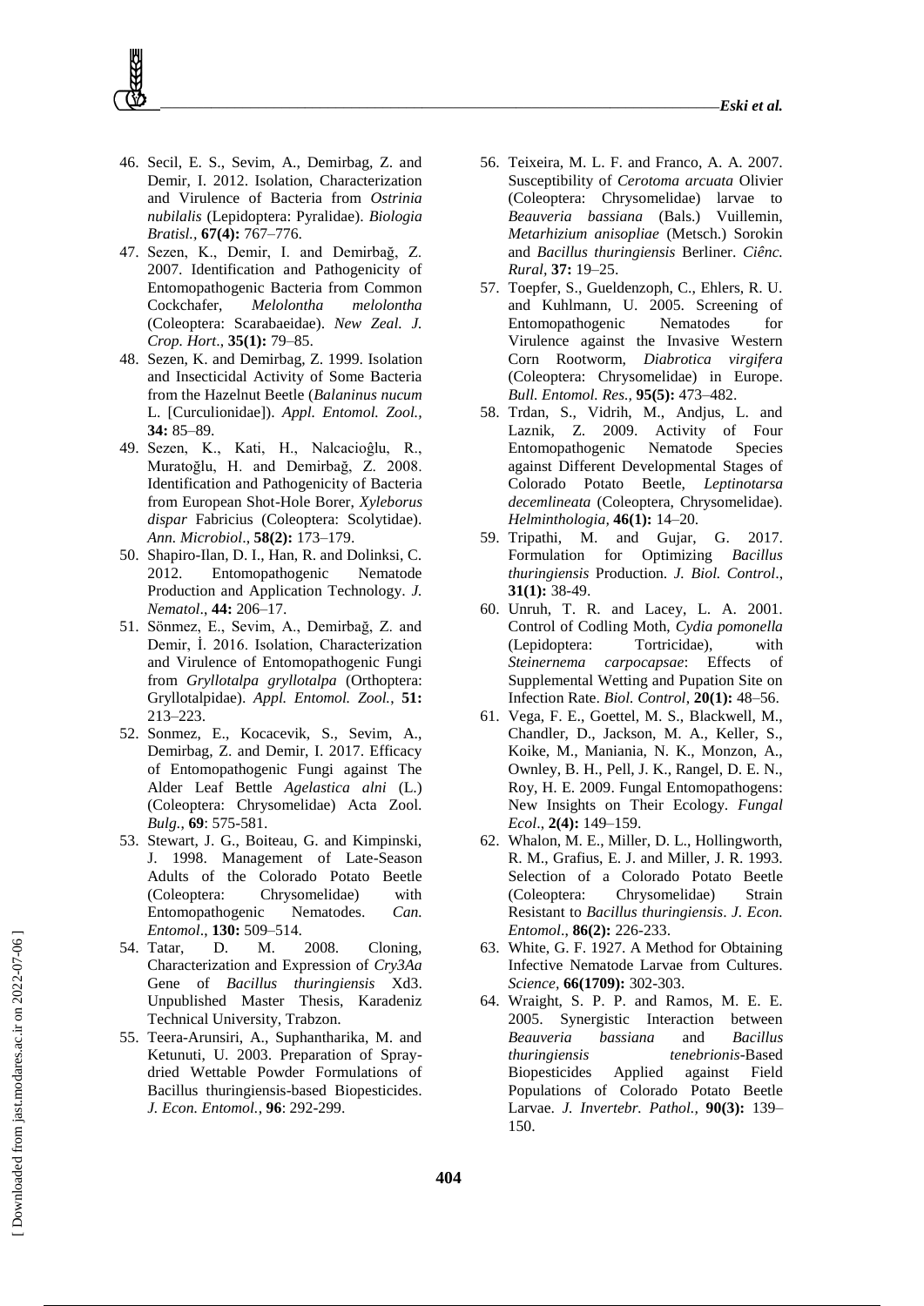46. Secil, E. S., Sevim, A., Demirbag, Z. and Demir, I. 2012. Isolation, Characterization and Virulence of Bacteria from *Ostrinia nubilalis* (Lepidoptera: Pyralidae). *Biologia Bratisl.*, **67(4):** 767–776.
47. Sezen, K., Demir, I. and Demirbağ, Z. 2007. Identification and Pathogenicity of Entomopathogenic Bacteria from Common Cockchafer, *Melolontha melolontha* (Coleoptera: Scarabaeidae). *New Zeal. J. Crop. Hort*., **35(1):** 79–85.
48. Sezen, K. and Demirbag, Z. 1999. Isolation and Insecticidal Activity of Some Bacteria from the Hazelnut Beetle (*Balaninus nucum* L. [Curculionidae]). *Appl. Entomol. Zool.*, **34:** 85–89.
49. Sezen, K., Kati, H., Nalcacioĝlu, R., Muratoğlu, H. and Demirbağ, Z. 2008. Identification and Pathogenicity of Bacteria from European Shot-Hole Borer, *Xyleborus dispar* Fabricius (Coleoptera: Scolytidae). *Ann. Microbiol*., **58(2):** 173–179.
50. Shapiro-Ilan, D. I., Han, R. and Dolinksi, C. 2012. Entomopathogenic Nematode Production and Application Technology. *J. Nematol*., **44:** 206–17.
51. Sönmez, E., Sevim, A., Demirbağ, Z. and Demir, İ. 2016. Isolation, Characterization and Virulence of Entomopathogenic Fungi from *Gryllotalpa gryllotalpa* (Orthoptera: Gryllotalpidae). *Appl. Entomol. Zool.*, **51:** 213–223.
52. Sonmez, E., Kocacevik, S., Sevim, A., Demirbag, Z. and Demir, I. 2017. Efficacy of Entomopathogenic Fungi against The Alder Leaf Bettle *Agelastica alni* (L.) (Coleoptera: Chrysomelidae) Acta Zool. *Bulg.*, **69**: 575-581.
53. Stewart, J. G., Boiteau, G. and Kimpinski, J. 1998. Management of Late-Season Adults of the Colorado Potato Beetle (Coleoptera: Chrysomelidae) with Entomopathogenic Nematodes. *Can. Entomol*., **130:** 509–514.
54. Tatar, D. M. 2008. Cloning, Characterization and Expression of *Cry3Aa* Gene of *Bacillus thuringiensis* Xd3. Unpublished Master Thesis, Karadeniz Technical University, Trabzon.
55. Teera-Arunsiri, A., Suphantharika, M. and Ketunuti, U. 2003. Preparation of Spray-dried Wettable Powder Formulations of Bacillus thuringiensis-based Biopesticides. *J. Econ. Entomol.*, **96**: 292-299.
56. Teixeira, M. L. F. and Franco, A. A. 2007. Susceptibility of *Cerotoma arcuata* Olivier (Coleoptera: Chrysomelidae) larvae to *Beauveria bassiana* (Bals.) Vuillemin, *Metarhizium anisopliae* (Metsch.) Sorokin and *Bacillus thuringiensis* Berliner. *Ciênc. Rural*, **37:** 19–25.
57. Toepfer, S., Gueldenzoph, C., Ehlers, R. U. and Kuhlmann, U. 2005. Screening of Entomopathogenic Nematodes for Virulence against the Invasive Western Corn Rootworm, *Diabrotica virgifera* (Coleoptera: Chrysomelidae) in Europe. *Bull. Entomol. Res.*, **95(5):** 473–482.
58. Trdan, S., Vidrih, M., Andjus, L. and Laznik, Z. 2009. Activity of Four Entomopathogenic Nematode Species against Different Developmental Stages of Colorado Potato Beetle, *Leptinotarsa decemlineata* (Coleoptera, Chrysomelidae). *Helminthologia*, **46(1):** 14–20.
59. Tripathi, M. and Gujar, G. 2017. Formulation for Optimizing *Bacillus thuringiensis* Production. *J. Biol. Control*., **31(1):** 38-49.
60. Unruh, T. R. and Lacey, L. A. 2001. Control of Codling Moth, *Cydia pomonella* (Lepidoptera: Tortricidae), with *Steinernema carpocapsae*: Effects of Supplemental Wetting and Pupation Site on Infection Rate. *Biol. Control*, **20(1):** 48–56.
61. Vega, F. E., Goettel, M. S., Blackwell, M., Chandler, D., Jackson, M. A., Keller, S., Koike, M., Maniania, N. K., Monzon, A., Ownley, B. H., Pell, J. K., Rangel, D. E. N., Roy, H. E. 2009. Fungal Entomopathogens: New Insights on Their Ecology. *Fungal Ecol*., **2(4):** 149–159.
62. Whalon, M. E., Miller, D. L., Hollingworth, R. M., Grafius, E. J. and Miller, J. R. 1993. Selection of a Colorado Potato Beetle (Coleoptera: Chrysomelidae) Strain Resistant to *Bacillus thuringiensis*. *J. Econ. Entomol*., **86(2):** 226-233.
63. White, G. F. 1927. A Method for Obtaining Infective Nematode Larvae from Cultures. *Science*, **66(1709):** 302-303.
64. Wraight, S. P. P. and Ramos, M. E. E. 2005. Synergistic Interaction between *Beauveria bassiana* and *Bacillus thuringiensis tenebrionis*-Based Biopesticides Applied against Field Populations of Colorado Potato Beetle Larvae. *J. Invertebr. Pathol.*, **90(3):** 139–150.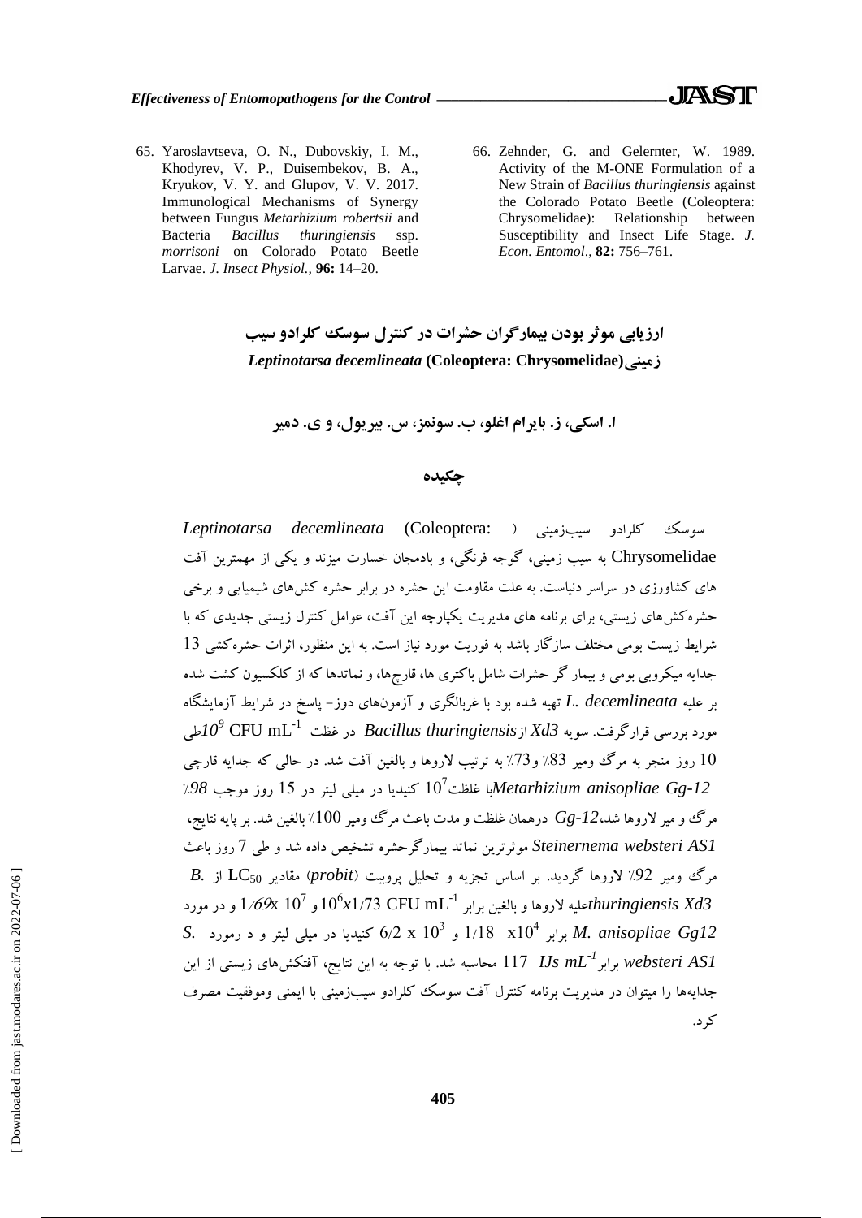65. Yaroslavtseva, O. N., Dubovskiy, I. M., Khodyrev, V. P., Duisembekov, B. A., Kryukov, V. Y. and Glupov, V. V. 2017. Immunological Mechanisms of Synergy between Fungus *Metarhizium robertsii* and Bacteria *Bacillus thuringiensis* ssp. *morrisoni* on Colorado Potato Beetle Larvae. *J. Insect Physiol.*, **96:** 14–20.

66. Zehnder, G. and Gelernter, W. 1989. Activity of the M-ONE Formulation of a New Strain of *Bacillus thuringiensis* against the Colorado Potato Beetle (Coleoptera: Chrysomelidae): Relationship between Susceptibility and Insect Life Stage. *J. Econ. Entomol.*, **82:** 756–761.

## ارزیابی موثر بودن بیمارگران حشرات در کنترل سوسک کلرادو سیب زمینی *Leptinotarsa decemlineata* (Coleoptera: Chrysomelidae)

**ا. اسکی، ز. بایرام اغلو، ب. سونمز، س. بیریول، و ی. دمیر**

### چکیده

سوسک کلرادو سیب‌زمینی (*Leptinotarsa decemlineata* (Coleoptera: Chrysomelidae به سیب زمینی، گوجه فرنگی، و بادمجان خسارت میزند و یکی از مهمترین آفت های کشاورزی در سراسر دنیاست. به علت مقاومت این حشره در برابر حشره کش‌های شیمیایی و برخی حشره‌کش‌های زیستی، برای برنامه های مدیریت یکپارچه این آفت، عوامل کنترل زیستی جدیدی که با شرایط زیست بومی مختلف سازگار باشد به فوریت مورد نیاز است. به این منظور، اثرات حشره‌کشی 13 جدایه میکروبی بومی و بیمار گر حشرات شامل باکتری ها، قارچ‌ها، و نماتدها که از کلکسیون کشت شده تهیه شده بود با غربالگری و آزمون‌های دوز- پاسخ در شرایط آزمایشگاه بر علیه *L. decemlineata* مورد بررسی قرارگرفت. سویه *Xd3* از *Bacillus thuringiensis* در غلظت $10^9$ CFU $mL^{-1}$ طی 10 روز منجر به مرگ ومیر 83٪ و 73٪ به ترتیب لاروها و بالغین آفت شد. در حالی که جدایه قارچی *Metarhizium anisopliae Gg-12* با غلظت $10^7$ کنیدیا در میلی لیتر در 15 روز موجب 98٪ مرگ و میر لاروها شد، *Gg-12* درهمان غلظت و مدت باعث مرگ ومیر 100٪ بالغین شد. بر پایه نتایج، *Steinernema websteri AS1* موثرترین نماتد بیمارگرحشره تشخیص داده شد و طی 7 روز باعث مرگ ومیر 92٪ لاروها گردید. بر اساس تجزیه و تحلیل پروبیت (*probit*) مقادیر $LC_{50}$ از *B. thuringiensis Xd3* علیه لاروها و بالغین برابر $1/73 \times 10^6$ CFU $mL^{-1}$ و $1/69 \times 10^7$ و در مورد *M. anisopliae Gg12* برابر $1/18 \times 10^4$ و $6/2 \times 10^3$ کنیدیا در میلی لیتر و د رمورد *S. websteri AS1* برابر 117 IJs $mL^{-1}$ محاسبه شد. با توجه به این نتایج، آفتکش‌های زیستی از این جدایه‌ها را میتوان در مدیریت برنامه کنترل آفت سوسک کلرادو سیب‌زمینی با ایمنی وموفقیت مصرف کرد.